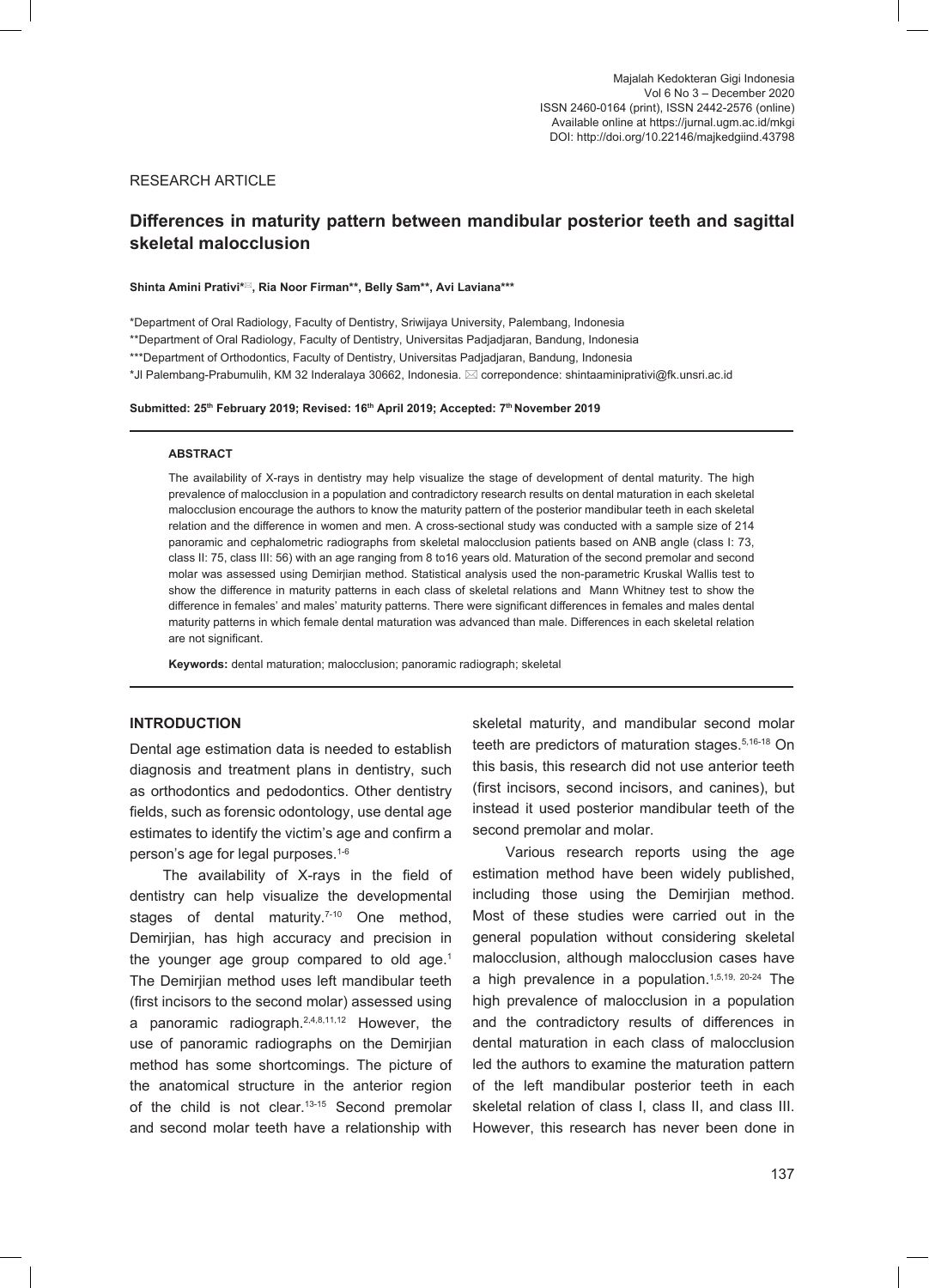RESEARCH ARTICLE

# Differences in maturity pattern between mandibular posterior teeth and sagittal skeletal malocclusion

**Shinta Amini Prativi*✉, Ria Noor Firman**, Belly Sam**, Avi Laviana*****

*Department of Oral Radiology, Faculty of Dentistry, Sriwijaya University, Palembang, Indonesia
**Department of Oral Radiology, Faculty of Dentistry, Universitas Padjadjaran, Bandung, Indonesia
***Department of Orthodontics, Faculty of Dentistry, Universitas Padjadjaran, Bandung, Indonesia
*Jl Palembang-Prabumulih, KM 32 Inderalaya 30662, Indonesia. ✉ correpondence: shintaaminiprativi@fk.unsri.ac.id

**Submitted: 25th February 2019; Revised: 16th April 2019; Accepted: 7th November 2019**

### ABSTRACT

The availability of X-rays in dentistry may help visualize the stage of development of dental maturity. The high prevalence of malocclusion in a population and contradictory research results on dental maturation in each skeletal malocclusion encourage the authors to know the maturity pattern of the posterior mandibular teeth in each skeletal relation and the difference in women and men. A cross-sectional study was conducted with a sample size of 214 panoramic and cephalometric radiographs from skeletal malocclusion patients based on ANB angle (class I: 73, class II: 75, class III: 56) with an age ranging from 8 to16 years old. Maturation of the second premolar and second molar was assessed using Demirjian method. Statistical analysis used the non-parametric Kruskal Wallis test to show the difference in maturity patterns in each class of skeletal relations and Mann Whitney test to show the difference in females' and males' maturity patterns. There were significant differences in females and males dental maturity patterns in which female dental maturation was advanced than male. Differences in each skeletal relation are not significant.

**Keywords:** dental maturation; malocclusion; panoramic radiograph; skeletal

## INTRODUCTION

Dental age estimation data is needed to establish diagnosis and treatment plans in dentistry, such as orthodontics and pedodontics. Other dentistry fields, such as forensic odontology, use dental age estimates to identify the victim's age and confirm a person's age for legal purposes.[1-6]

The availability of X-rays in the field of dentistry can help visualize the developmental stages of dental maturity.[7-10] One method, Demirjian, has high accuracy and precision in the younger age group compared to old age.[1] The Demirjian method uses left mandibular teeth (first incisors to the second molar) assessed using a panoramic radiograph.[2,4,8,11,12] However, the use of panoramic radiographs on the Demirjian method has some shortcomings. The picture of the anatomical structure in the anterior region of the child is not clear.[13-15] Second premolar and second molar teeth have a relationship with skeletal maturity, and mandibular second molar teeth are predictors of maturation stages.[5,16-18] On this basis, this research did not use anterior teeth (first incisors, second incisors, and canines), but instead it used posterior mandibular teeth of the second premolar and molar.

Various research reports using the age estimation method have been widely published, including those using the Demirjian method. Most of these studies were carried out in the general population without considering skeletal malocclusion, although malocclusion cases have a high prevalence in a population.[1,5,19, 20-24] The high prevalence of malocclusion in a population and the contradictory results of differences in dental maturation in each class of malocclusion led the authors to examine the maturation pattern of the left mandibular posterior teeth in each skeletal relation of class I, class II, and class III. However, this research has never been done in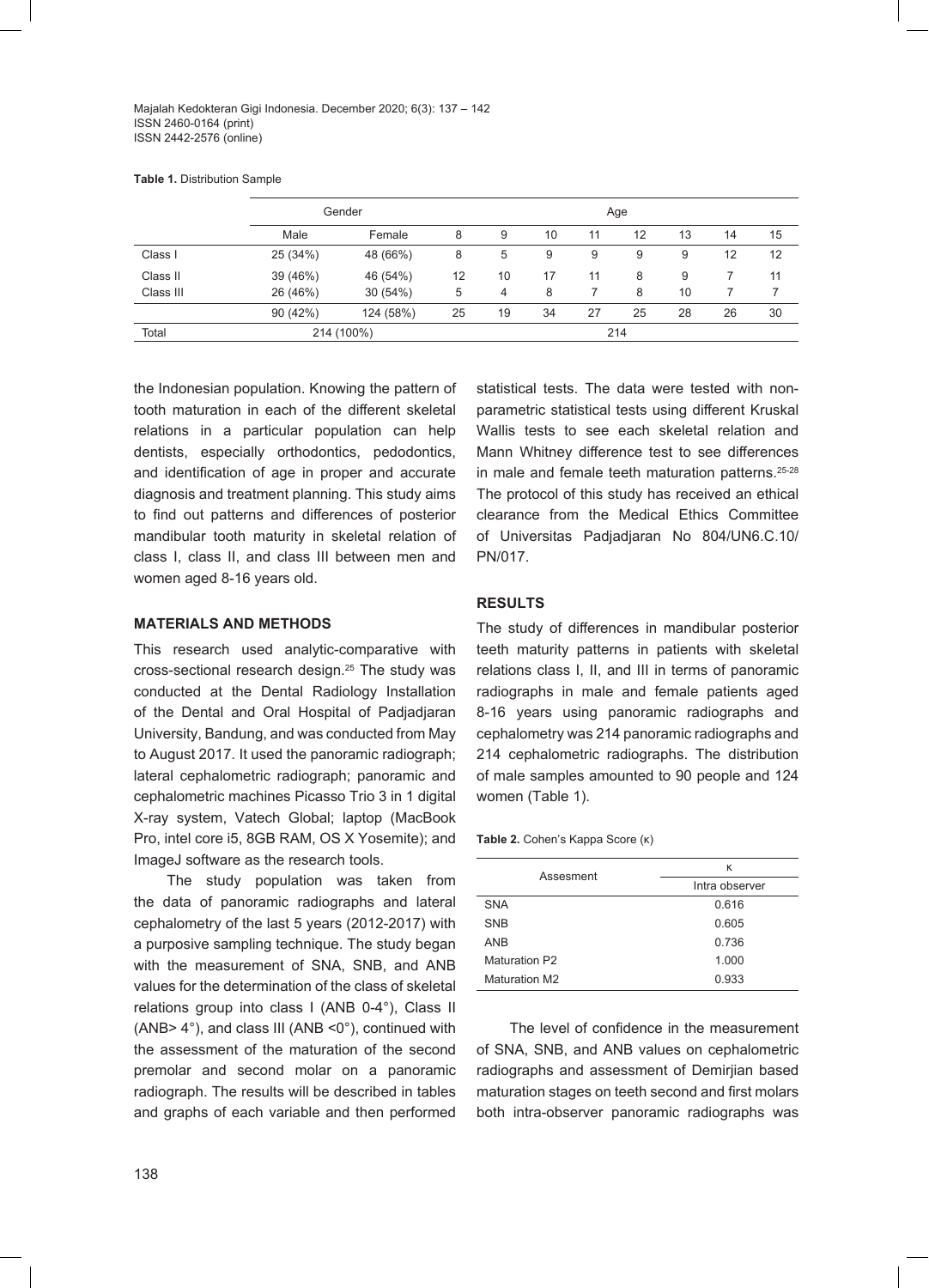**Table 1.** Distribution Sample

| | Gender | | Age | | | | | | | |
|---|---|---|---|---|---|---|---|---|---|---|
| | Male | Female | 8 | 9 | 10 | 11 | 12 | 13 | 14 | 15 |
| Class I | 25 (34%) | 48 (66%) | 8 | 5 | 9 | 9 | 9 | 9 | 12 | 12 |
| Class II | 39 (46%) | 46 (54%) | 12 | 10 | 17 | 11 | 8 | 9 | 7 | 11 |
| Class III | 26 (46%) | 30 (54%) | 5 | 4 | 8 | 7 | 8 | 10 | 7 | 7 |
| | 90 (42%) | 124 (58%) | 25 | 19 | 34 | 27 | 25 | 28 | 26 | 30 |
| Total | 214 (100%) | | 214 | | | | | | | |

the Indonesian population. Knowing the pattern of tooth maturation in each of the different skeletal relations in a particular population can help dentists, especially orthodontics, pedodontics, and identification of age in proper and accurate diagnosis and treatment planning. This study aims to find out patterns and differences of posterior mandibular tooth maturity in skeletal relation of class I, class II, and class III between men and women aged 8-16 years old.

## MATERIALS AND METHODS

This research used analytic-comparative with cross-sectional research design.[25] The study was conducted at the Dental Radiology Installation of the Dental and Oral Hospital of Padjadjaran University, Bandung, and was conducted from May to August 2017. It used the panoramic radiograph; lateral cephalometric radiograph; panoramic and cephalometric machines Picasso Trio 3 in 1 digital X-ray system, Vatech Global; laptop (MacBook Pro, intel core i5, 8GB RAM, OS X Yosemite); and ImageJ software as the research tools.

The study population was taken from the data of panoramic radiographs and lateral cephalometry of the last 5 years (2012-2017) with a purposive sampling technique. The study began with the measurement of SNA, SNB, and ANB values for the determination of the class of skeletal relations group into class I (ANB 0-4°), Class II (ANB> 4°), and class III (ANB <0°), continued with the assessment of the maturation of the second premolar and second molar on a panoramic radiograph. The results will be described in tables and graphs of each variable and then performed statistical tests. The data were tested with non-parametric statistical tests using different Kruskal Wallis tests to see each skeletal relation and Mann Whitney difference test to see differences in male and female teeth maturation patterns.[25-28] The protocol of this study has received an ethical clearance from the Medical Ethics Committee of Universitas Padjadjaran No 804/UN6.C.10/PN/017.

## RESULTS

The study of differences in mandibular posterior teeth maturity patterns in patients with skeletal relations class I, II, and III in terms of panoramic radiographs in male and female patients aged 8-16 years using panoramic radiographs and cephalometry was 214 panoramic radiographs and 214 cephalometric radiographs. The distribution of male samples amounted to 90 people and 124 women (Table 1).

**Table 2.** Cohen's Kappa Score (κ)

| Assesment | κ |
|---|---|
| | Intra observer |
| SNA | 0.616 |
| SNB | 0.605 |
| ANB | 0.736 |
| Maturation P2 | 1.000 |
| Maturation M2 | 0.933 |

The level of confidence in the measurement of SNA, SNB, and ANB values on cephalometric radiographs and assessment of Demirjian based maturation stages on teeth second and first molars both intra-observer panoramic radiographs was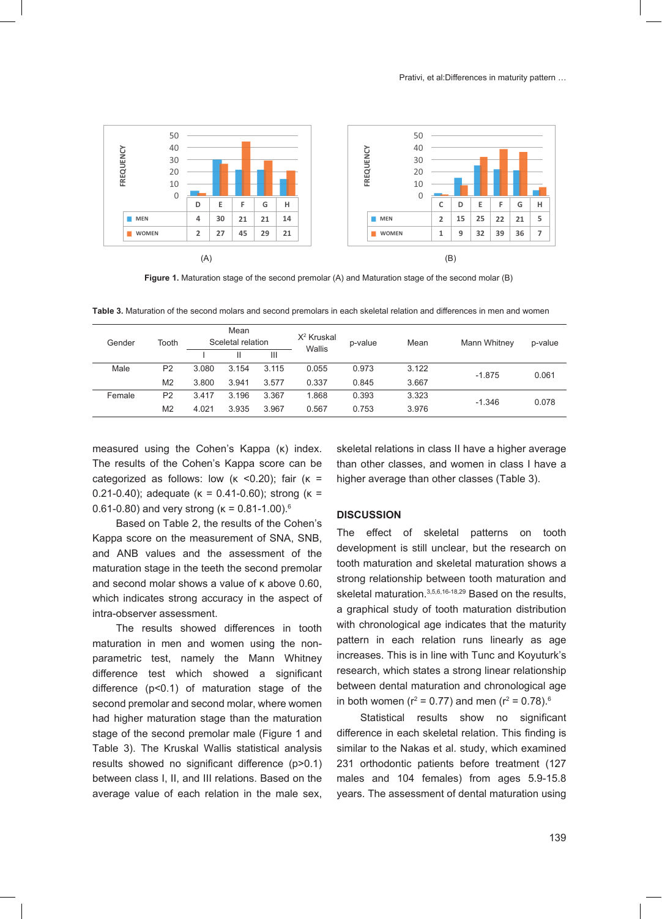|  | D | E | F | G | H |
|---|---|---|---|---|---|
| MEN | 4 | 30 | 21 | 21 | 14 |
| WOMEN | 2 | 27 | 45 | 29 | 21 |

(A)

|  | C | D | E | F | G | H |
|---|---|---|---|---|---|---|
| MEN | 2 | 15 | 25 | 22 | 21 | 5 |
| WOMEN | 1 | 9 | 32 | 39 | 36 | 7 |

(B)

**Figure 1.** Maturation stage of the second premolar (A) and Maturation stage of the second molar (B)

**Table 3.** Maturation of the second molars and second premolars in each skeletal relation and differences in men and women

| Gender | Tooth | Mean Sceletal relation I | II | III | $X^2$ Kruskal Wallis | p-value | Mean | Mann Whitney | p-value |
|---|---|---|---|---|---|---|---|---|---|
| Male | P2 | 3.080 | 3.154 | 3.115 | 0.055 | 0.973 | 3.122 | -1.875 | 0.061 |
|  | M2 | 3.800 | 3.941 | 3.577 | 0.337 | 0.845 | 3.667 |  |  |
| Female | P2 | 3.417 | 3.196 | 3.367 | 1.868 | 0.393 | 3.323 | -1.346 | 0.078 |
|  | M2 | 4.021 | 3.935 | 3.967 | 0.567 | 0.753 | 3.976 |  |  |

measured using the Cohen's Kappa (κ) index. The results of the Cohen's Kappa score can be categorized as follows: low (κ <0.20); fair (κ = 0.21-0.40); adequate (κ = 0.41-0.60); strong (κ = 0.61-0.80) and very strong (κ = 0.81-1.00).[6]

Based on Table 2, the results of the Cohen's Kappa score on the measurement of SNA, SNB, and ANB values and the assessment of the maturation stage in the teeth the second premolar and second molar shows a value of κ above 0.60, which indicates strong accuracy in the aspect of intra-observer assessment.

The results showed differences in tooth maturation in men and women using the non-parametric test, namely the Mann Whitney difference test which showed a significant difference ($p<0.1$) of maturation stage of the second premolar and second molar, where women had higher maturation stage than the maturation stage of the second premolar male (Figure 1 and Table 3). The Kruskal Wallis statistical analysis results showed no significant difference ($p>0.1$) between class I, II, and III relations. Based on the average value of each relation in the male sex, skeletal relations in class II have a higher average than other classes, and women in class I have a higher average than other classes (Table 3).

## DISCUSSION

The effect of skeletal patterns on tooth development is still unclear, but the research on tooth maturation and skeletal maturation shows a strong relationship between tooth maturation and skeletal maturation.[3,5,6,16-18,29] Based on the results, a graphical study of tooth maturation distribution with chronological age indicates that the maturity pattern in each relation runs linearly as age increases. This is in line with Tunc and Koyuturk's research, which states a strong linear relationship between dental maturation and chronological age in both women ($r^2$ = 0.77) and men ($r^2$ = 0.78).[6]

Statistical results show no significant difference in each skeletal relation. This finding is similar to the Nakas et al. study, which examined 231 orthodontic patients before treatment (127 males and 104 females) from ages 5.9-15.8 years. The assessment of dental maturation using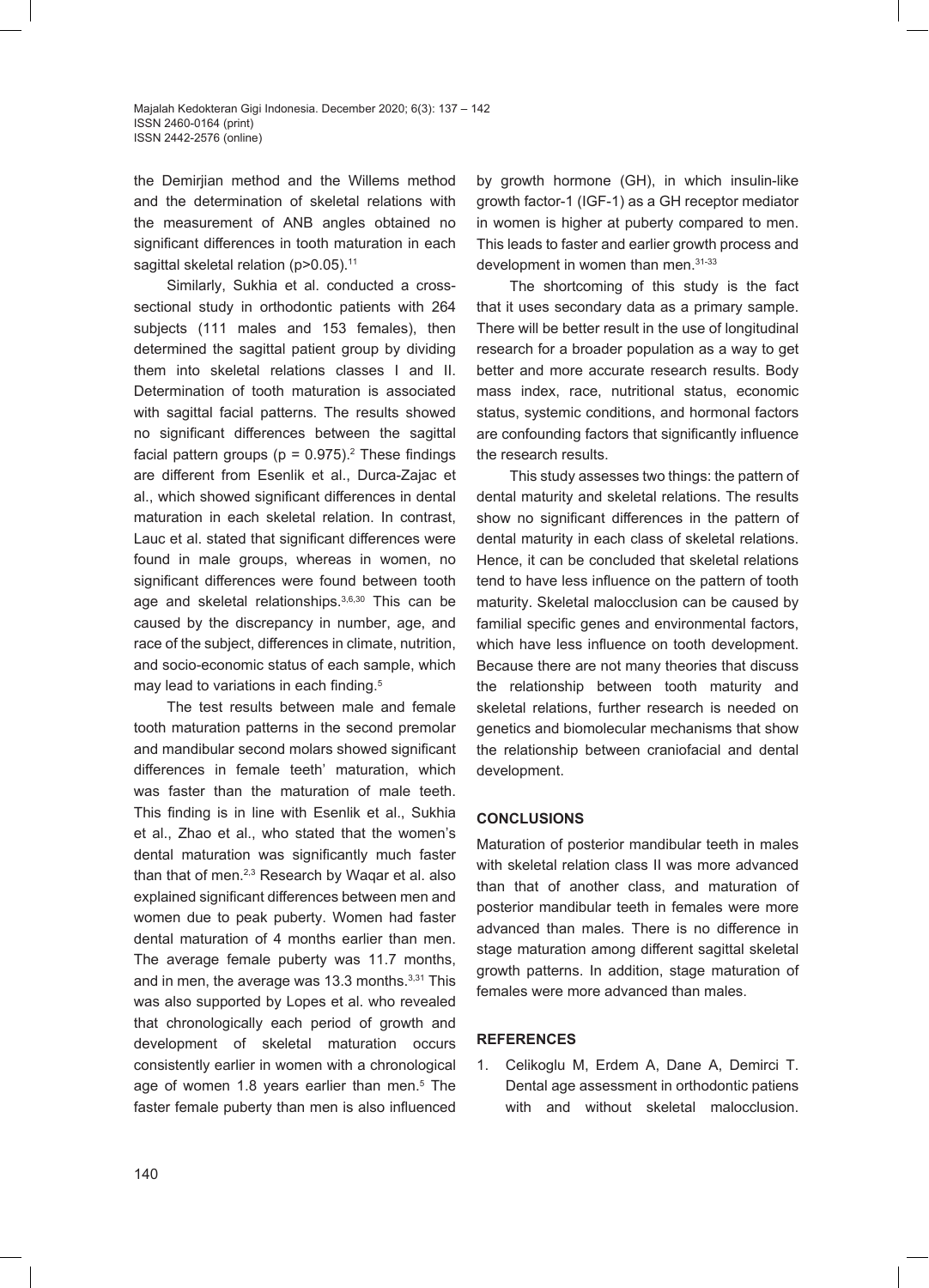the Demirjian method and the Willems method and the determination of skeletal relations with the measurement of ANB angles obtained no significant differences in tooth maturation in each sagittal skeletal relation ($p > 0.05$).[11]

Similarly, Sukhia et al. conducted a cross-sectional study in orthodontic patients with 264 subjects (111 males and 153 females), then determined the sagittal patient group by dividing them into skeletal relations classes I and II. Determination of tooth maturation is associated with sagittal facial patterns. The results showed no significant differences between the sagittal facial pattern groups ($p = 0.975$).[2] These findings are different from Esenlik et al., Durca-Zajac et al., which showed significant differences in dental maturation in each skeletal relation. In contrast, Lauc et al. stated that significant differences were found in male groups, whereas in women, no significant differences were found between tooth age and skeletal relationships.[3,6,30] This can be caused by the discrepancy in number, age, and race of the subject, differences in climate, nutrition, and socio-economic status of each sample, which may lead to variations in each finding.[5]

The test results between male and female tooth maturation patterns in the second premolar and mandibular second molars showed significant differences in female teeth' maturation, which was faster than the maturation of male teeth. This finding is in line with Esenlik et al., Sukhia et al., Zhao et al., who stated that the women's dental maturation was significantly much faster than that of men.[2,3] Research by Waqar et al. also explained significant differences between men and women due to peak puberty. Women had faster dental maturation of 4 months earlier than men. The average female puberty was 11.7 months, and in men, the average was 13.3 months.[3,31] This was also supported by Lopes et al. who revealed that chronologically each period of growth and development of skeletal maturation occurs consistently earlier in women with a chronological age of women 1.8 years earlier than men.[5] The faster female puberty than men is also influenced by growth hormone (GH), in which insulin-like growth factor-1 (IGF-1) as a GH receptor mediator in women is higher at puberty compared to men. This leads to faster and earlier growth process and development in women than men.[31-33]

The shortcoming of this study is the fact that it uses secondary data as a primary sample. There will be better result in the use of longitudinal research for a broader population as a way to get better and more accurate research results. Body mass index, race, nutritional status, economic status, systemic conditions, and hormonal factors are confounding factors that significantly influence the research results.

This study assesses two things: the pattern of dental maturity and skeletal relations. The results show no significant differences in the pattern of dental maturity in each class of skeletal relations. Hence, it can be concluded that skeletal relations tend to have less influence on the pattern of tooth maturity. Skeletal malocclusion can be caused by familial specific genes and environmental factors, which have less influence on tooth development. Because there are not many theories that discuss the relationship between tooth maturity and skeletal relations, further research is needed on genetics and biomolecular mechanisms that show the relationship between craniofacial and dental development.

## CONCLUSIONS

Maturation of posterior mandibular teeth in males with skeletal relation class II was more advanced than that of another class, and maturation of posterior mandibular teeth in females were more advanced than males. There is no difference in stage maturation among different sagittal skeletal growth patterns. In addition, stage maturation of females were more advanced than males.

## REFERENCES

1. Celikoglu M, Erdem A, Dane A, Demirci T. Dental age assessment in orthodontic patiens with and without skeletal malocclusion.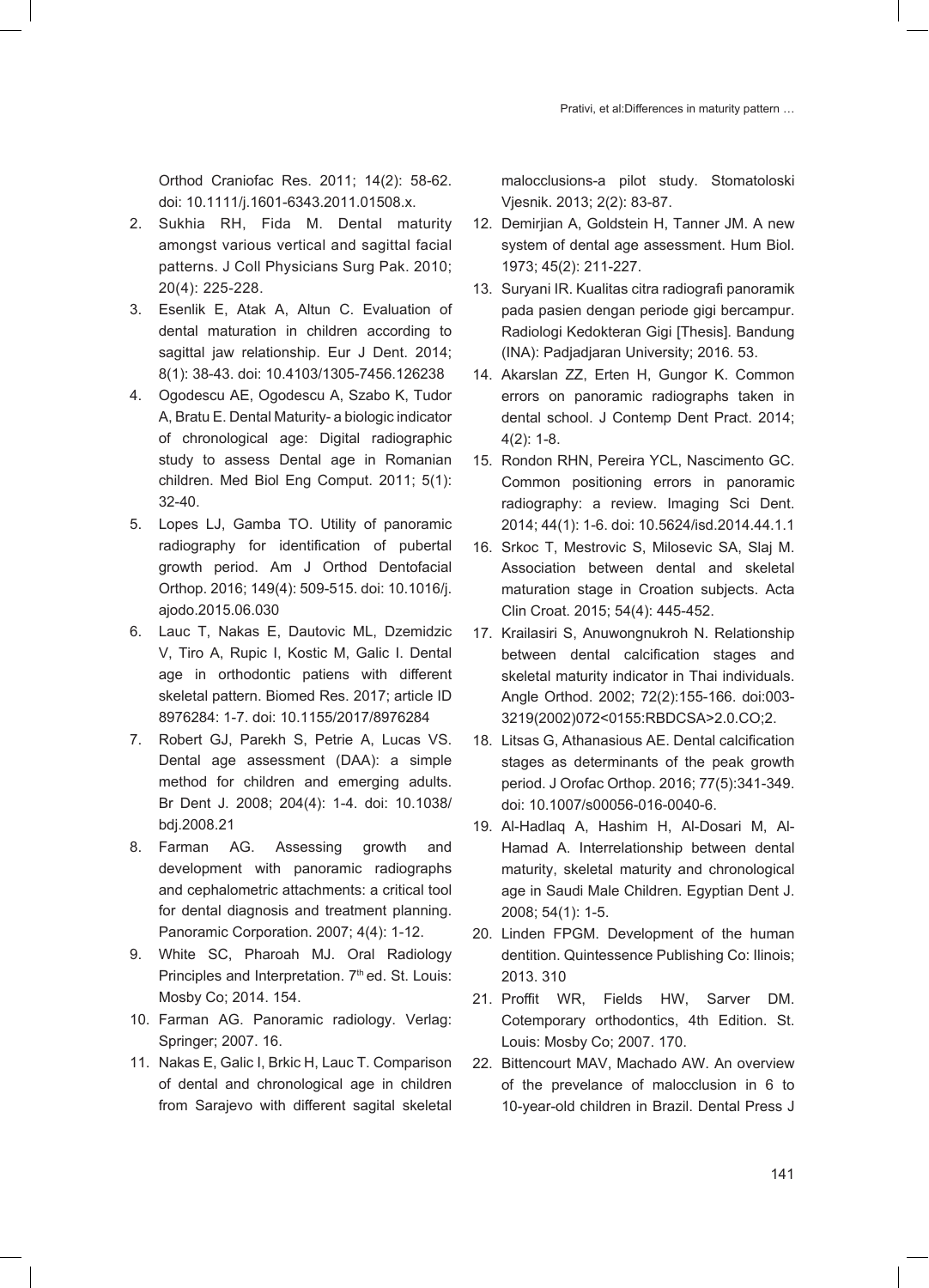Orthod Craniofac Res. 2011; 14(2): 58-62. doi: 10.1111/j.1601-6343.2011.01508.x.

2. Sukhia RH, Fida M. Dental maturity amongst various vertical and sagittal facial patterns. J Coll Physicians Surg Pak. 2010; 20(4): 225-228.
3. Esenlik E, Atak A, Altun C. Evaluation of dental maturation in children according to sagittal jaw relationship. Eur J Dent. 2014; 8(1): 38-43. doi: 10.4103/1305-7456.126238
4. Ogodescu AE, Ogodescu A, Szabo K, Tudor A, Bratu E. Dental Maturity- a biologic indicator of chronological age: Digital radiographic study to assess Dental age in Romanian children. Med Biol Eng Comput. 2011; 5(1): 32-40.
5. Lopes LJ, Gamba TO. Utility of panoramic radiography for identification of pubertal growth period. Am J Orthod Dentofacial Orthop. 2016; 149(4): 509-515. doi: 10.1016/j.ajodo.2015.06.030
6. Lauc T, Nakas E, Dautovic ML, Dzemidzic V, Tiro A, Rupic I, Kostic M, Galic I. Dental age in orthodontic patiens with different skeletal pattern. Biomed Res. 2017; article ID 8976284: 1-7. doi: 10.1155/2017/8976284
7. Robert GJ, Parekh S, Petrie A, Lucas VS. Dental age assessment (DAA): a simple method for children and emerging adults. Br Dent J. 2008; 204(4): 1-4. doi: 10.1038/bdj.2008.21
8. Farman AG. Assessing growth and development with panoramic radiographs and cephalometric attachments: a critical tool for dental diagnosis and treatment planning. Panoramic Corporation. 2007; 4(4): 1-12.
9. White SC, Pharoah MJ. Oral Radiology Principles and Interpretation. 7th ed. St. Louis: Mosby Co; 2014. 154.
10. Farman AG. Panoramic radiology. Verlag: Springer; 2007. 16.
11. Nakas E, Galic I, Brkic H, Lauc T. Comparison of dental and chronological age in children from Sarajevo with different sagital skeletal malocclusions-a pilot study. Stomatoloski Vjesnik. 2013; 2(2): 83-87.
12. Demirjian A, Goldstein H, Tanner JM. A new system of dental age assessment. Hum Biol. 1973; 45(2): 211-227.
13. Suryani IR. Kualitas citra radiografi panoramik pada pasien dengan periode gigi bercampur. Radiologi Kedokteran Gigi [Thesis]. Bandung (INA): Padjadjaran University; 2016. 53.
14. Akarslan ZZ, Erten H, Gungor K. Common errors on panoramic radiographs taken in dental school. J Contemp Dent Pract. 2014; 4(2): 1-8.
15. Rondon RHN, Pereira YCL, Nascimento GC. Common positioning errors in panoramic radiography: a review. Imaging Sci Dent. 2014; 44(1): 1-6. doi: 10.5624/isd.2014.44.1.1
16. Srkoc T, Mestrovic S, Milosevic SA, Slaj M. Association between dental and skeletal maturation stage in Croation subjects. Acta Clin Croat. 2015; 54(4): 445-452.
17. Krailasiri S, Anuwongnukroh N. Relationship between dental calcification stages and skeletal maturity indicator in Thai individuals. Angle Orthod. 2002; 72(2):155-166. doi:003-3219(2002)072<0155:RBDCSA>2.0.CO;2.
18. Litsas G, Athanasious AE. Dental calcification stages as determinants of the peak growth period. J Orofac Orthop. 2016; 77(5):341-349. doi: 10.1007/s00056-016-0040-6.
19. Al-Hadlaq A, Hashim H, Al-Dosari M, Al-Hamad A. Interrelationship between dental maturity, skeletal maturity and chronological age in Saudi Male Children. Egyptian Dent J. 2008; 54(1): 1-5.
20. Linden FPGM. Development of the human dentition. Quintessence Publishing Co: Ilinois; 2013. 310
21. Proffit WR, Fields HW, Sarver DM. Cotemporary orthodontics, 4th Edition. St. Louis: Mosby Co; 2007. 170.
22. Bittencourt MAV, Machado AW. An overview of the prevelance of malocclusion in 6 to 10-year-old children in Brazil. Dental Press J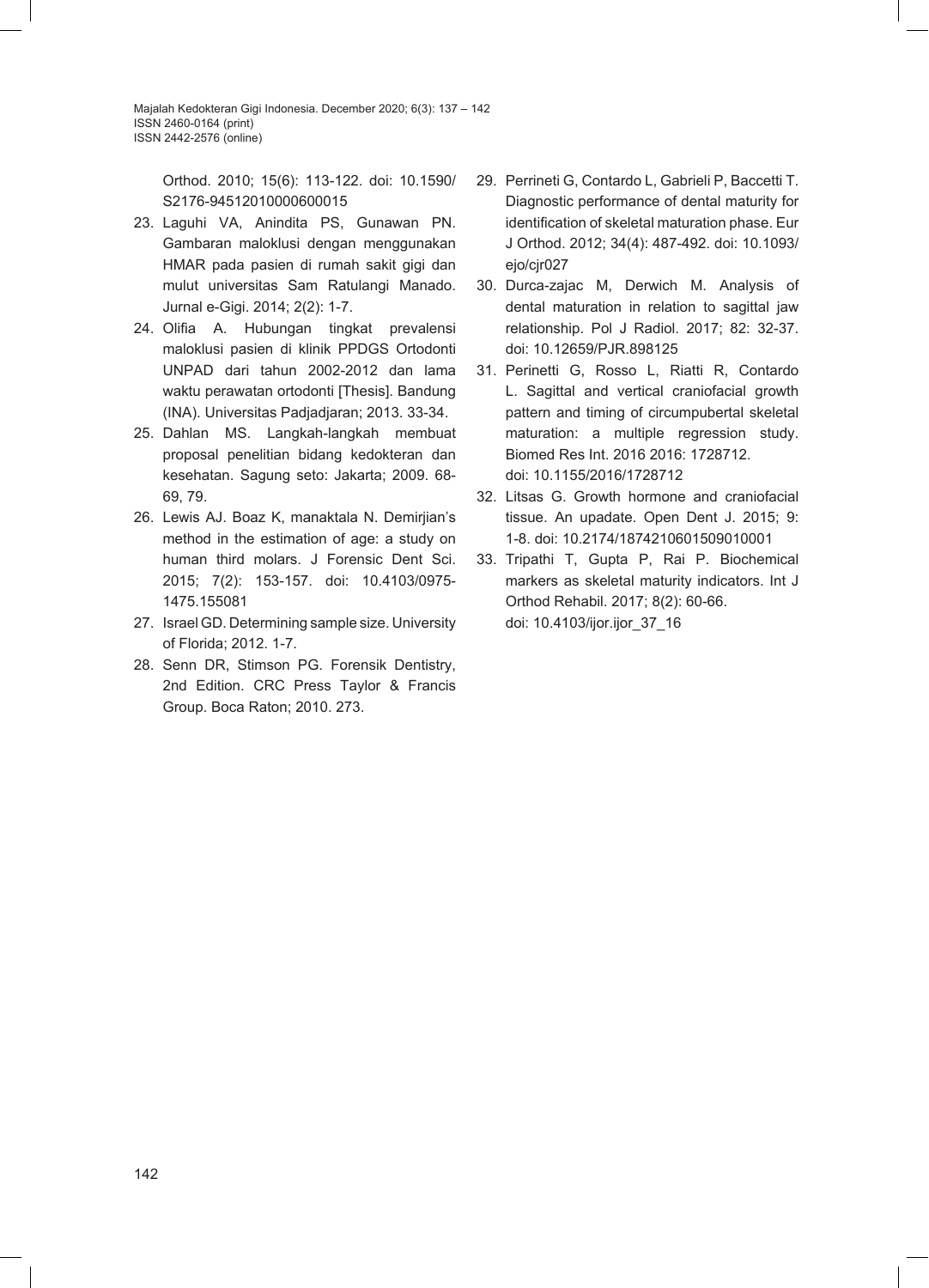Orthod. 2010; 15(6): 113-122. doi: 10.1590/S2176-94512010000600015

23. Laguhi VA, Anindita PS, Gunawan PN. Gambaran maloklusi dengan menggunakan HMAR pada pasien di rumah sakit gigi dan mulut universitas Sam Ratulangi Manado. Jurnal e-Gigi. 2014; 2(2): 1-7.
24. Olifia A. Hubungan tingkat prevalensi maloklusi pasien di klinik PPDGS Ortodonti UNPAD dari tahun 2002-2012 dan lama waktu perawatan ortodonti [Thesis]. Bandung (INA). Universitas Padjadjaran; 2013. 33-34.
25. Dahlan MS. Langkah-langkah membuat proposal penelitian bidang kedokteran dan kesehatan. Sagung seto: Jakarta; 2009. 68-69, 79.
26. Lewis AJ. Boaz K, manaktala N. Demirjian's method in the estimation of age: a study on human third molars. J Forensic Dent Sci. 2015; 7(2): 153-157. doi: 10.4103/0975-1475.155081
27. Israel GD. Determining sample size. University of Florida; 2012. 1-7.
28. Senn DR, Stimson PG. Forensik Dentistry, 2nd Edition. CRC Press Taylor & Francis Group. Boca Raton; 2010. 273.
29. Perrineti G, Contardo L, Gabrieli P, Baccetti T. Diagnostic performance of dental maturity for identification of skeletal maturation phase. Eur J Orthod. 2012; 34(4): 487-492. doi: 10.1093/ejo/cjr027
30. Durca-zajac M, Derwich M. Analysis of dental maturation in relation to sagittal jaw relationship. Pol J Radiol. 2017; 82: 32-37. doi: 10.12659/PJR.898125
31. Perinetti G, Rosso L, Riatti R, Contardo L. Sagittal and vertical craniofacial growth pattern and timing of circumpubertal skeletal maturation: a multiple regression study. Biomed Res Int. 2016 2016: 1728712. doi: 10.1155/2016/1728712
32. Litsas G. Growth hormone and craniofacial tissue. An upadate. Open Dent J. 2015; 9: 1-8. doi: 10.2174/1874210601509010001
33. Tripathi T, Gupta P, Rai P. Biochemical markers as skeletal maturity indicators. Int J Orthod Rehabil. 2017; 8(2): 60-66. doi: 10.4103/ijor.ijor_37_16